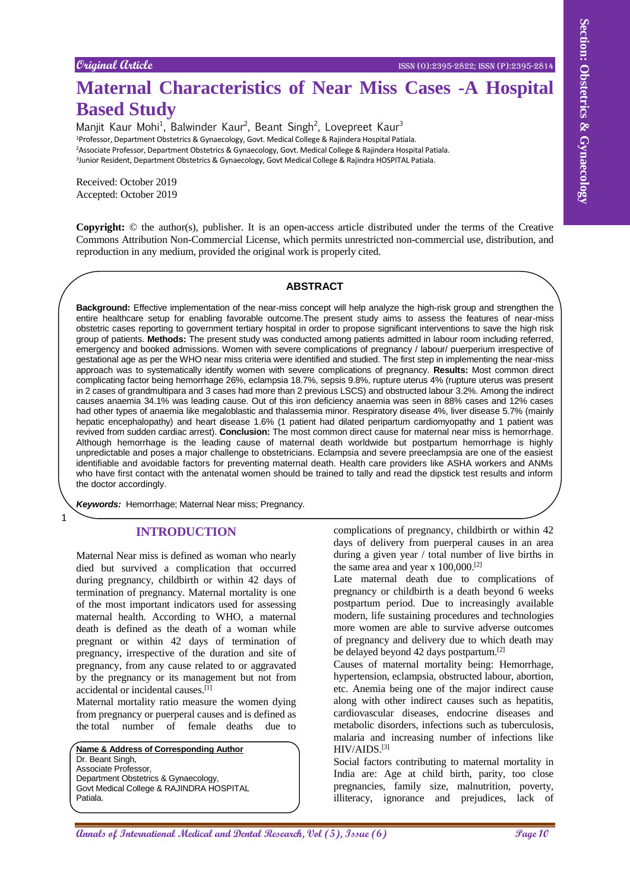Original Article

# Maternal Characteristics of Near Miss Cases -A Hospital Based Study

Manjit Kaur Mohi[1], Balwinder Kaur[2], Beant Singh[2], Lovepreet Kaur[3]

[1]Professor, Department Obstetrics & Gynaecology, Govt. Medical College & Rajindera Hospital Patiala.
[2]Associate Professor, Department Obstetrics & Gynaecology, Govt. Medical College & Rajindera Hospital Patiala.
[3]Junior Resident, Department Obstetrics & Gynaecology, Govt Medical College & Rajindra HOSPITAL Patiala.

Received: October 2019
Accepted: October 2019

**Copyright:** © the author(s), publisher. It is an open-access article distributed under the terms of the Creative Commons Attribution Non-Commercial License, which permits unrestricted non-commercial use, distribution, and reproduction in any medium, provided the original work is properly cited.

## ABSTRACT

**Background:** Effective implementation of the near-miss concept will help analyze the high-risk group and strengthen the entire healthcare setup for enabling favorable outcome.The present study aims to assess the features of near-miss obstetric cases reporting to government tertiary hospital in order to propose significant interventions to save the high risk group of patients. **Methods:** The present study was conducted among patients admitted in labour room including referred, emergency and booked admissions. Women with severe complications of pregnancy / labour/ puerperium irrespective of gestational age as per the WHO near miss criteria were identified and studied. The first step in implementing the near-miss approach was to systematically identify women with severe complications of pregnancy. **Results:** Most common direct complicating factor being hemorrhage 26%, eclampsia 18.7%, sepsis 9.8%, rupture uterus 4% (rupture uterus was present in 2 cases of grandmultipara and 3 cases had more than 2 previous LSCS) and obstructed labour 3.2%. Among the indirect causes anaemia 34.1% was leading cause. Out of this iron deficiency anaemia was seen in 88% cases and 12% cases had other types of anaemia like megaloblastic and thalassemia minor. Respiratory disease 4%, liver disease 5.7% (mainly hepatic encephalopathy) and heart disease 1.6% (1 patient had dilated peripartum cardiomyopathy and 1 patient was revived from sudden cardiac arrest). **Conclusion:** The most common direct cause for maternal near miss is hemorrhage. Although hemorrhage is the leading cause of maternal death worldwide but postpartum hemorrhage is highly unpredictable and poses a major challenge to obstetricians. Eclampsia and severe preeclampsia are one of the easiest identifiable and avoidable factors for preventing maternal death. Health care providers like ASHA workers and ANMs who have first contact with the antenatal women should be trained to tally and read the dipstick test results and inform the doctor accordingly.

***Keywords:*** Hemorrhage; Maternal Near miss; Pregnancy.

## INTRODUCTION

Maternal Near miss is defined as woman who nearly died but survived a complication that occurred during pregnancy, childbirth or within 42 days of termination of pregnancy. Maternal mortality is one of the most important indicators used for assessing maternal health. According to WHO, a maternal death is defined as the death of a woman while pregnant or within 42 days of termination of pregnancy, irrespective of the duration and site of pregnancy, from any cause related to or aggravated by the pregnancy or its management but not from accidental or incidental causes.[1]

Maternal mortality ratio measure the women dying from pregnancy or puerperal causes and is defined as the total number of female deaths due to complications of pregnancy, childbirth or within 42 days of delivery from puerperal causes in an area during a given year / total number of live births in the same area and year x 100,000.[2]

Late maternal death due to complications of pregnancy or childbirth is a death beyond 6 weeks postpartum period. Due to increasingly available modern, life sustaining procedures and technologies more women are able to survive adverse outcomes of pregnancy and delivery due to which death may be delayed beyond 42 days postpartum.[2]

Causes of maternal mortality being: Hemorrhage, hypertension, eclampsia, obstructed labour, abortion, etc. Anemia being one of the major indirect cause along with other indirect causes such as hepatitis, cardiovascular diseases, endocrine diseases and metabolic disorders, infections such as tuberculosis, malaria and increasing number of infections like HIV/AIDS.[3]

Social factors contributing to maternal mortality in India are: Age at child birth, parity, too close pregnancies, family size, malnutrition, poverty, illiteracy, ignorance and prejudices, lack of

**Name & Address of Corresponding Author**
Dr. Beant Singh,
Associate Professor,
Department Obstetrics & Gynaecology,
Govt Medical College & RAJINDRA HOSPITAL
Patiala.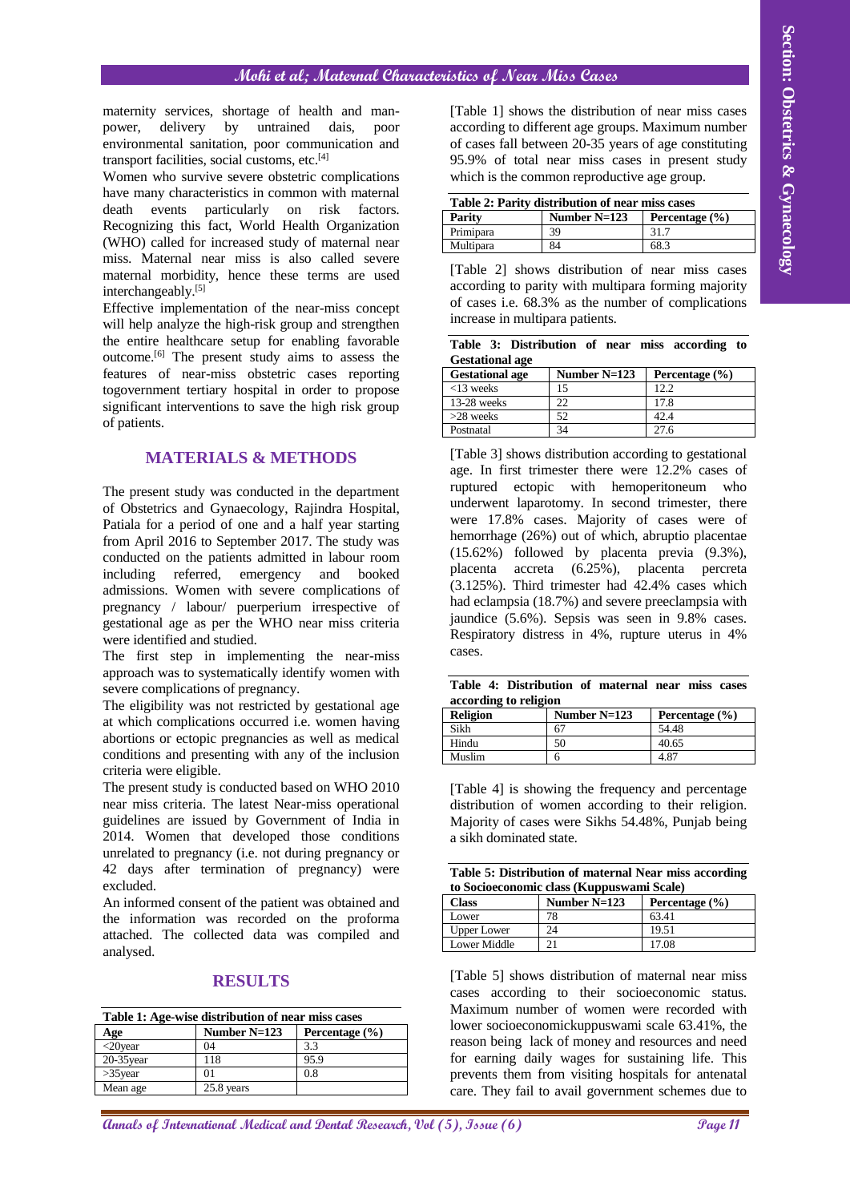maternity services, shortage of health and man-power, delivery by untrained dais, poor environmental sanitation, poor communication and transport facilities, social customs, etc.[4]

Women who survive severe obstetric complications have many characteristics in common with maternal death events particularly on risk factors. Recognizing this fact, World Health Organization (WHO) called for increased study of maternal near miss. Maternal near miss is also called severe maternal morbidity, hence these terms are used interchangeably.[5]

Effective implementation of the near-miss concept will help analyze the high-risk group and strengthen the entire healthcare setup for enabling favorable outcome.[6] The present study aims to assess the features of near-miss obstetric cases reporting togovernment tertiary hospital in order to propose significant interventions to save the high risk group of patients.

## MATERIALS & METHODS

The present study was conducted in the department of Obstetrics and Gynaecology, Rajindra Hospital, Patiala for a period of one and a half year starting from April 2016 to September 2017. The study was conducted on the patients admitted in labour room including referred, emergency and booked admissions. Women with severe complications of pregnancy / labour/ puerperium irrespective of gestational age as per the WHO near miss criteria were identified and studied.

The first step in implementing the near-miss approach was to systematically identify women with severe complications of pregnancy.

The eligibility was not restricted by gestational age at which complications occurred i.e. women having abortions or ectopic pregnancies as well as medical conditions and presenting with any of the inclusion criteria were eligible.

The present study is conducted based on WHO 2010 near miss criteria. The latest Near-miss operational guidelines are issued by Government of India in 2014. Women that developed those conditions unrelated to pregnancy (i.e. not during pregnancy or 42 days after termination of pregnancy) were excluded.

An informed consent of the patient was obtained and the information was recorded on the proforma attached. The collected data was compiled and analysed.

## RESULTS

**Table 1: Age-wise distribution of near miss cases**

| Age | Number N=123 | Percentage (%) |
|---|---|---|
| <20year | 04 | 3.3 |
| 20-35year | 118 | 95.9 |
| >35year | 01 | 0.8 |
| Mean age | 25.8 years | |

[Table 1] shows the distribution of near miss cases according to different age groups. Maximum number of cases fall between 20-35 years of age constituting 95.9% of total near miss cases in present study which is the common reproductive age group.

**Table 2: Parity distribution of near miss cases**

| Parity | Number N=123 | Percentage (%) |
|---|---|---|
| Primipara | 39 | 31.7 |
| Multipara | 84 | 68.3 |

[Table 2] shows distribution of near miss cases according to parity with multipara forming majority of cases i.e. 68.3% as the number of complications increase in multipara patients.

**Table 3: Distribution of near miss according to Gestational age**

| Gestational age | Number N=123 | Percentage (%) |
|---|---|---|
| <13 weeks | 15 | 12.2 |
| 13-28 weeks | 22 | 17.8 |
| >28 weeks | 52 | 42.4 |
| Postnatal | 34 | 27.6 |

[Table 3] shows distribution according to gestational age. In first trimester there were 12.2% cases of ruptured ectopic with hemoperitoneum who underwent laparotomy. In second trimester, there were 17.8% cases. Majority of cases were of hemorrhage (26%) out of which, abruptio placentae (15.62%) followed by placenta previa (9.3%), placenta accreta (6.25%), placenta percreta (3.125%). Third trimester had 42.4% cases which had eclampsia (18.7%) and severe preeclampsia with jaundice (5.6%). Sepsis was seen in 9.8% cases. Respiratory distress in 4%, rupture uterus in 4% cases.

**Table 4: Distribution of maternal near miss cases according to religion**

| Religion | Number N=123 | Percentage (%) |
|---|---|---|
| Sikh | 67 | 54.48 |
| Hindu | 50 | 40.65 |
| Muslim | 6 | 4.87 |

[Table 4] is showing the frequency and percentage distribution of women according to their religion. Majority of cases were Sikhs 54.48%, Punjab being a sikh dominated state.

**Table 5: Distribution of maternal Near miss according to Socioeconomic class (Kuppuswami Scale)**

| Class | Number N=123 | Percentage (%) |
|---|---|---|
| Lower | 78 | 63.41 |
| Upper Lower | 24 | 19.51 |
| Lower Middle | 21 | 17.08 |

[Table 5] shows distribution of maternal near miss cases according to their socioeconomic status. Maximum number of women were recorded with lower socioeconomickuppuswami scale 63.41%, the reason being lack of money and resources and need for earning daily wages for sustaining life. This prevents them from visiting hospitals for antenatal care. They fail to avail government schemes due to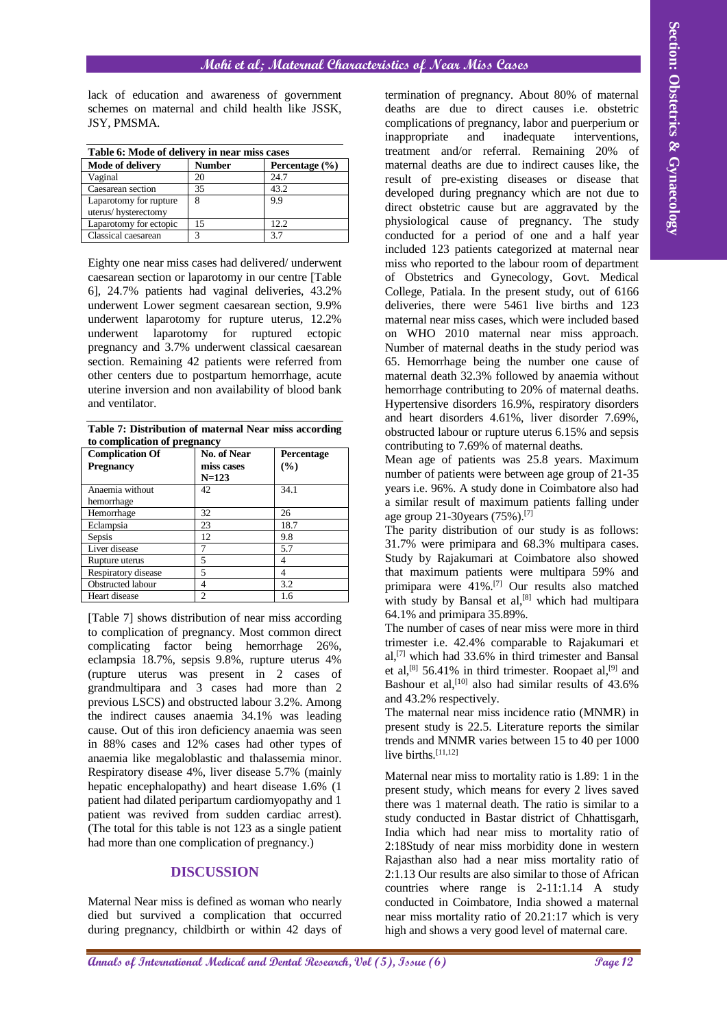lack of education and awareness of government schemes on maternal and child health like JSSK, JSY, PMSMA.

**Table 6: Mode of delivery in near miss cases**

| Mode of delivery | Number | Percentage (%) |
|---|---|---|
| Vaginal | 20 | 24.7 |
| Caesarean section | 35 | 43.2 |
| Laparotomy for rupture uterus/ hysterectomy | 8 | 9.9 |
| Laparotomy for ectopic | 15 | 12.2 |
| Classical caesarean | 3 | 3.7 |

Eighty one near miss cases had delivered/ underwent caesarean section or laparotomy in our centre [Table 6], 24.7% patients had vaginal deliveries, 43.2% underwent Lower segment caesarean section, 9.9% underwent laparotomy for rupture uterus, 12.2% underwent laparotomy for ruptured ectopic pregnancy and 3.7% underwent classical caesarean section. Remaining 42 patients were referred from other centers due to postpartum hemorrhage, acute uterine inversion and non availability of blood bank and ventilator.

**Table 7: Distribution of maternal Near miss according to complication of pregnancy**

| Complication Of Pregnancy | No. of Near miss cases N=123 | Percentage (%) |
|---|---|---|
| Anaemia without hemorrhage | 42 | 34.1 |
| Hemorrhage | 32 | 26 |
| Eclampsia | 23 | 18.7 |
| Sepsis | 12 | 9.8 |
| Liver disease | 7 | 5.7 |
| Rupture uterus | 5 | 4 |
| Respiratory disease | 5 | 4 |
| Obstructed labour | 4 | 3.2 |
| Heart disease | 2 | 1.6 |

[Table 7] shows distribution of near miss according to complication of pregnancy. Most common direct complicating factor being hemorrhage 26%, eclampsia 18.7%, sepsis 9.8%, rupture uterus 4% (rupture uterus was present in 2 cases of grandmultipara and 3 cases had more than 2 previous LSCS) and obstructed labour 3.2%. Among the indirect causes anaemia 34.1% was leading cause. Out of this iron deficiency anaemia was seen in 88% cases and 12% cases had other types of anaemia like megaloblastic and thalassemia minor. Respiratory disease 4%, liver disease 5.7% (mainly hepatic encephalopathy) and heart disease 1.6% (1 patient had dilated peripartum cardiomyopathy and 1 patient was revived from sudden cardiac arrest). (The total for this table is not 123 as a single patient had more than one complication of pregnancy.)

## DISCUSSION

Maternal Near miss is defined as woman who nearly died but survived a complication that occurred during pregnancy, childbirth or within 42 days of termination of pregnancy. About 80% of maternal deaths are due to direct causes i.e. obstetric complications of pregnancy, labor and puerperium or inappropriate and inadequate interventions, treatment and/or referral. Remaining 20% of maternal deaths are due to indirect causes like, the result of pre-existing diseases or disease that developed during pregnancy which are not due to direct obstetric cause but are aggravated by the physiological cause of pregnancy. The study conducted for a period of one and a half year included 123 patients categorized at maternal near miss who reported to the labour room of department of Obstetrics and Gynecology, Govt. Medical College, Patiala. In the present study, out of 6166 deliveries, there were 5461 live births and 123 maternal near miss cases, which were included based on WHO 2010 maternal near miss approach. Number of maternal deaths in the study period was 65. Hemorrhage being the number one cause of maternal death 32.3% followed by anaemia without hemorrhage contributing to 20% of maternal deaths. Hypertensive disorders 16.9%, respiratory disorders and heart disorders 4.61%, liver disorder 7.69%, obstructed labour or rupture uterus 6.15% and sepsis contributing to 7.69% of maternal deaths.

Mean age of patients was 25.8 years. Maximum number of patients were between age group of 21-35 years i.e. 96%. A study done in Coimbatore also had a similar result of maximum patients falling under age group 21-30years (75%).[7]

The parity distribution of our study is as follows: 31.7% were primipara and 68.3% multipara cases. Study by Rajakumari at Coimbatore also showed that maximum patients were multipara 59% and primipara were 41%.[7] Our results also matched with study by Bansal et al,[8] which had multipara 64.1% and primipara 35.89%.

The number of cases of near miss were more in third trimester i.e. 42.4% comparable to Rajakumari et al,[7] which had 33.6% in third trimester and Bansal et al,[8] 56.41% in third trimester. Roopaet al,[9] and Bashour et al,[10] also had similar results of 43.6% and 43.2% respectively.

The maternal near miss incidence ratio (MNMR) in present study is 22.5. Literature reports the similar trends and MNMR varies between 15 to 40 per 1000 live births.[11,12]

Maternal near miss to mortality ratio is 1.89: 1 in the present study, which means for every 2 lives saved there was 1 maternal death. The ratio is similar to a study conducted in Bastar district of Chhattisgarh, India which had near miss to mortality ratio of 2:18Study of near miss morbidity done in western Rajasthan also had a near miss mortality ratio of 2:1.13 Our results are also similar to those of African countries where range is 2-11:1.14 A study conducted in Coimbatore, India showed a maternal near miss mortality ratio of 20.21:17 which is very high and shows a very good level of maternal care.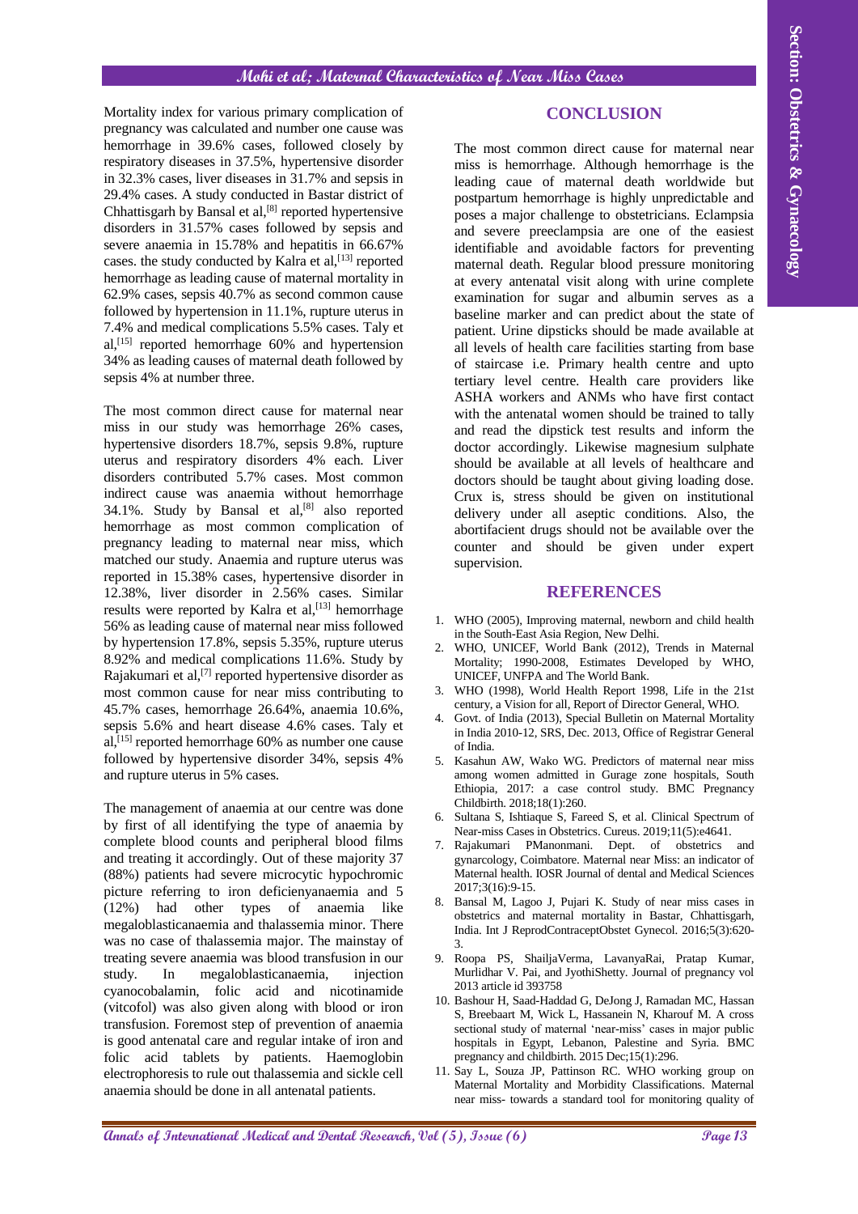Mortality index for various primary complication of pregnancy was calculated and number one cause was hemorrhage in 39.6% cases, followed closely by respiratory diseases in 37.5%, hypertensive disorder in 32.3% cases, liver diseases in 31.7% and sepsis in 29.4% cases. A study conducted in Bastar district of Chhattisgarh by Bansal et al,[8] reported hypertensive disorders in 31.57% cases followed by sepsis and severe anaemia in 15.78% and hepatitis in 66.67% cases. the study conducted by Kalra et al,[13] reported hemorrhage as leading cause of maternal mortality in 62.9% cases, sepsis 40.7% as second common cause followed by hypertension in 11.1%, rupture uterus in 7.4% and medical complications 5.5% cases. Taly et al,[15] reported hemorrhage 60% and hypertension 34% as leading causes of maternal death followed by sepsis 4% at number three.

The most common direct cause for maternal near miss in our study was hemorrhage 26% cases, hypertensive disorders 18.7%, sepsis 9.8%, rupture uterus and respiratory disorders 4% each. Liver disorders contributed 5.7% cases. Most common indirect cause was anaemia without hemorrhage 34.1%. Study by Bansal et al,[8] also reported hemorrhage as most common complication of pregnancy leading to maternal near miss, which matched our study. Anaemia and rupture uterus was reported in 15.38% cases, hypertensive disorder in 12.38%, liver disorder in 2.56% cases. Similar results were reported by Kalra et al,[13] hemorrhage 56% as leading cause of maternal near miss followed by hypertension 17.8%, sepsis 5.35%, rupture uterus 8.92% and medical complications 11.6%. Study by Rajakumari et al,[7] reported hypertensive disorder as most common cause for near miss contributing to 45.7% cases, hemorrhage 26.64%, anaemia 10.6%, sepsis 5.6% and heart disease 4.6% cases. Taly et al,[15] reported hemorrhage 60% as number one cause followed by hypertensive disorder 34%, sepsis 4% and rupture uterus in 5% cases.

The management of anaemia at our centre was done by first of all identifying the type of anaemia by complete blood counts and peripheral blood films and treating it accordingly. Out of these majority 37 (88%) patients had severe microcytic hypochromic picture referring to iron deficienyanaemia and 5 (12%) had other types of anaemia like megaloblasticanaemia and thalassemia minor. There was no case of thalassemia major. The mainstay of treating severe anaemia was blood transfusion in our study. In megaloblasticanaemia, injection cyanocobalamin, folic acid and nicotinamide (vitcofol) was also given along with blood or iron transfusion. Foremost step of prevention of anaemia is good antenatal care and regular intake of iron and folic acid tablets by patients. Haemoglobin electrophoresis to rule out thalassemia and sickle cell anaemia should be done in all antenatal patients.

## CONCLUSION

The most common direct cause for maternal near miss is hemorrhage. Although hemorrhage is the leading caue of maternal death worldwide but postpartum hemorrhage is highly unpredictable and poses a major challenge to obstetricians. Eclampsia and severe preeclampsia are one of the easiest identifiable and avoidable factors for preventing maternal death. Regular blood pressure monitoring at every antenatal visit along with urine complete examination for sugar and albumin serves as a baseline marker and can predict about the state of patient. Urine dipsticks should be made available at all levels of health care facilities starting from base of staircase i.e. Primary health centre and upto tertiary level centre. Health care providers like ASHA workers and ANMs who have first contact with the antenatal women should be trained to tally and read the dipstick test results and inform the doctor accordingly. Likewise magnesium sulphate should be available at all levels of healthcare and doctors should be taught about giving loading dose. Crux is, stress should be given on institutional delivery under all aseptic conditions. Also, the abortifacient drugs should not be available over the counter and should be given under expert supervision.

## REFERENCES

1. WHO (2005), Improving maternal, newborn and child health in the South-East Asia Region, New Delhi.
2. WHO, UNICEF, World Bank (2012), Trends in Maternal Mortality; 1990-2008, Estimates Developed by WHO, UNICEF, UNFPA and The World Bank.
3. WHO (1998), World Health Report 1998, Life in the 21st century, a Vision for all, Report of Director General, WHO.
4. Govt. of India (2013), Special Bulletin on Maternal Mortality in India 2010-12, SRS, Dec. 2013, Office of Registrar General of India.
5. Kasahun AW, Wako WG. Predictors of maternal near miss among women admitted in Gurage zone hospitals, South Ethiopia, 2017: a case control study. BMC Pregnancy Childbirth. 2018;18(1):260.
6. Sultana S, Ishtiaque S, Fareed S, et al. Clinical Spectrum of Near-miss Cases in Obstetrics. Cureus. 2019;11(5):e4641.
7. Rajakumari PManonmani. Dept. of obstetrics and gynarcology, Coimbatore. Maternal near Miss: an indicator of Maternal health. IOSR Journal of dental and Medical Sciences 2017;3(16):9-15.
8. Bansal M, Lagoo J, Pujari K. Study of near miss cases in obstetrics and maternal mortality in Bastar, Chhattisgarh, India. Int J ReprodContraceptObstet Gynecol. 2016;5(3):620-3.
9. Roopa PS, ShailjaVerma, LavanyaRai, Pratap Kumar, Murlidhar V. Pai, and JyothiShetty. Journal of pregnancy vol 2013 article id 393758
10. Bashour H, Saad-Haddad G, DeJong J, Ramadan MC, Hassan S, Breebaart M, Wick L, Hassanein N, Kharouf M. A cross sectional study of maternal 'near-miss' cases in major public hospitals in Egypt, Lebanon, Palestine and Syria. BMC pregnancy and childbirth. 2015 Dec;15(1):296.
11. Say L, Souza JP, Pattinson RC. WHO working group on Maternal Mortality and Morbidity Classifications. Maternal near miss- towards a standard tool for monitoring quality of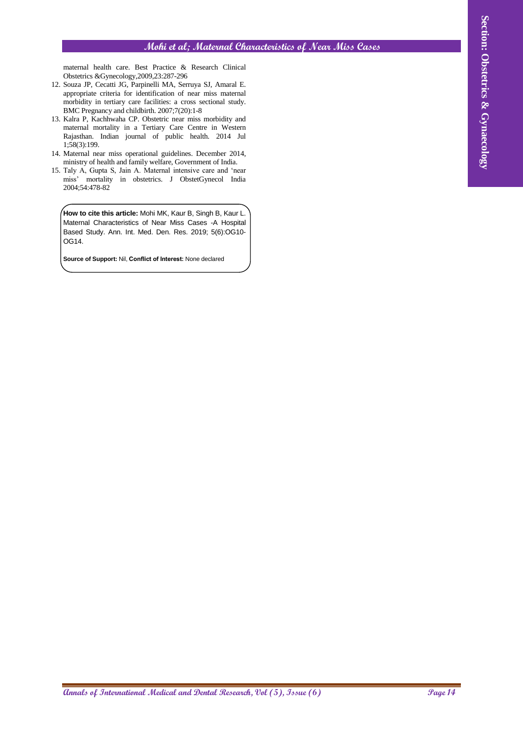maternal health care. Best Practice & Research Clinical Obstetrics &Gynecology,2009,23:287-296

12. Souza JP, Cecatti JG, Parpinelli MA, Serruya SJ, Amaral E. appropriate criteria for identification of near miss maternal morbidity in tertiary care facilities: a cross sectional study. BMC Pregnancy and childbirth. 2007;7(20):1-8
13. Kalra P, Kachhwaha CP. Obstetric near miss morbidity and maternal mortality in a Tertiary Care Centre in Western Rajasthan. Indian journal of public health. 2014 Jul 1;58(3):199.
14. Maternal near miss operational guidelines. December 2014, ministry of health and family welfare, Government of India.
15. Taly A, Gupta S, Jain A. Maternal intensive care and 'near miss' mortality in obstetrics. J ObstetGynecol India 2004;54:478-82

**How to cite this article:** Mohi MK, Kaur B, Singh B, Kaur L. Maternal Characteristics of Near Miss Cases -A Hospital Based Study. Ann. Int. Med. Den. Res. 2019; 5(6):OG10-OG14.

**Source of Support:** Nil, **Conflict of Interest:** None declared